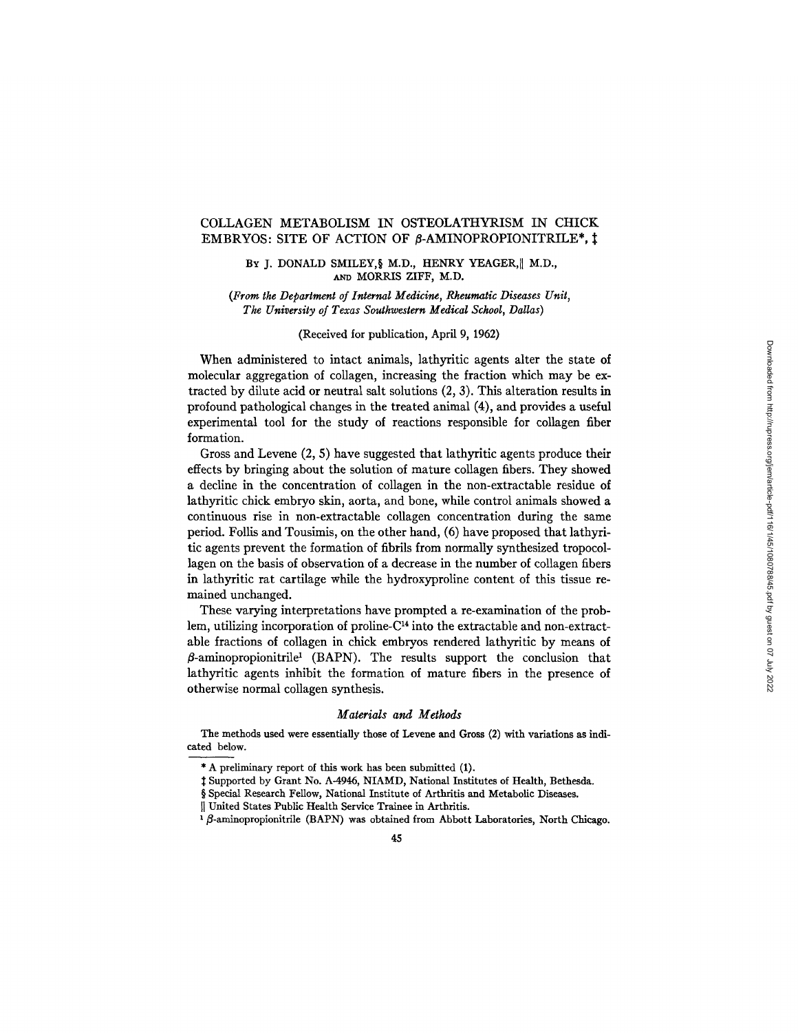# COLLAGEN METABOLISM IN OSTEOLATHYRISM IN CHICK EMBRYOS: SITE OF ACTION OF β-AMINOPROPIONITRILE*, ‡

By J. DONALD SMILEY,§ M.D., HENRY YEAGER,|| M.D., AND MORRIS ZIFF, M.D.

*(From the Department of Internal Medicine, Rheumatic Diseases Unit, The University of Texas Southwestern Medical School, Dallas)*

(Received for publication, April 9, 1962)

When administered to intact animals, lathyritic agents alter the state of molecular aggregation of collagen, increasing the fraction which may be extracted by dilute acid or neutral salt solutions (2, 3). This alteration results in profound pathological changes in the treated animal (4), and provides a useful experimental tool for the study of reactions responsible for collagen fiber formation.

Gross and Levene (2, 5) have suggested that lathyritic agents produce their effects by bringing about the solution of mature collagen fibers. They showed a decline in the concentration of collagen in the non-extractable residue of lathyritic chick embryo skin, aorta, and bone, while control animals showed a continuous rise in non-extractable collagen concentration during the same period. Follis and Tousimis, on the other hand, (6) have proposed that lathyritic agents prevent the formation of fibrils from normally synthesized tropocollagen on the basis of observation of a decrease in the number of collagen fibers in lathyritic rat cartilage while the hydroxyproline content of this tissue remained unchanged.

These varying interpretations have prompted a re-examination of the problem, utilizing incorporation of proline-$C^{14}$ into the extractable and non-extractable fractions of collagen in chick embryos rendered lathyritic by means of β-aminopropionitrile[1] (BAPN). The results support the conclusion that lathyritic agents inhibit the formation of mature fibers in the presence of otherwise normal collagen synthesis.

## *Materials and Methods*

The methods used were essentially those of Levene and Gross (2) with variations as indicated below.

---

\* A preliminary report of this work has been submitted (1).

‡ Supported by Grant No. A-4946, NIAMD, National Institutes of Health, Bethesda.

§ Special Research Fellow, National Institute of Arthritis and Metabolic Diseases.

|| United States Public Health Service Trainee in Arthritis.

[1] β-aminopropionitrile (BAPN) was obtained from Abbott Laboratories, North Chicago.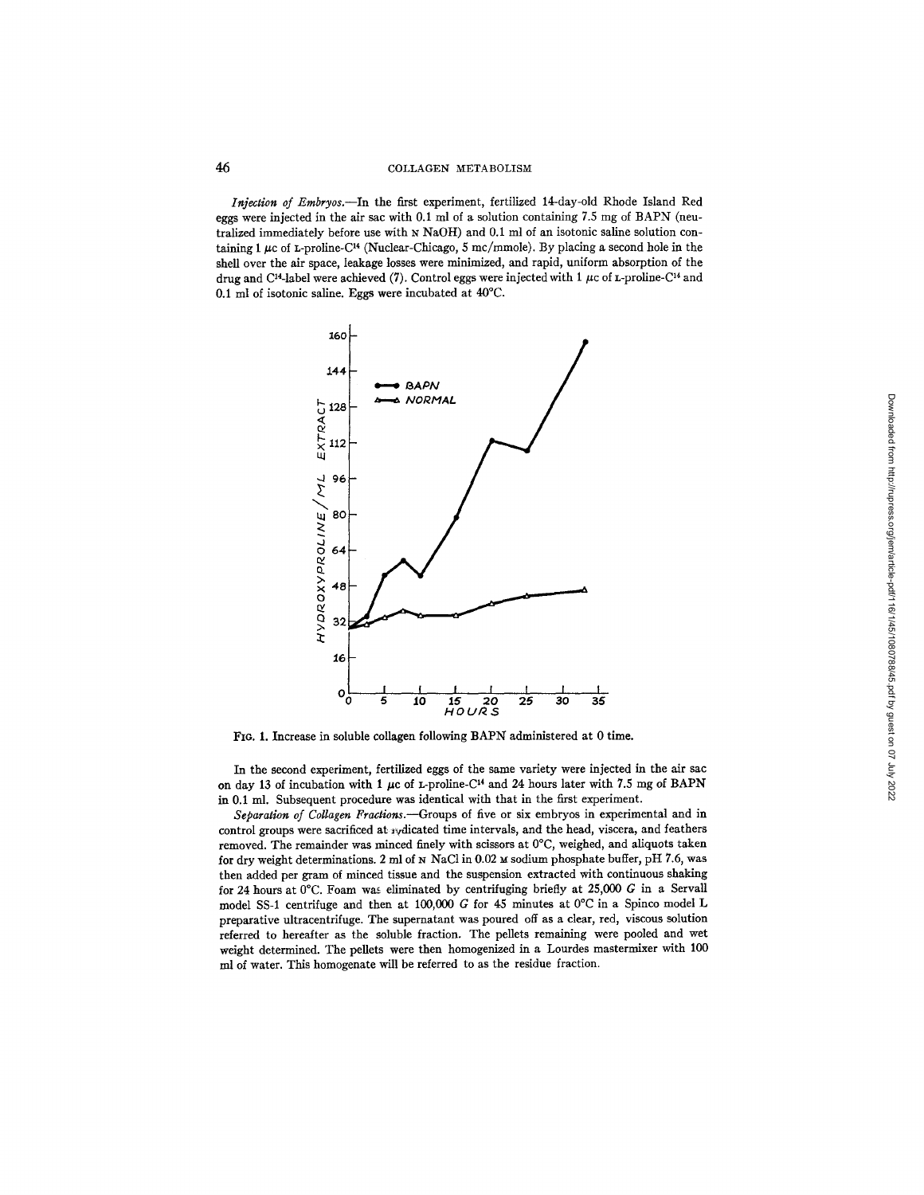*Injection of Embryos.*—In the first experiment, fertilized 14-day-old Rhode Island Red eggs were injected in the air sac with 0.1 ml of a solution containing 7.5 mg of BAPN (neutralized immediately before use with N NaOH) and 0.1 ml of an isotonic saline solution containing 1 μc of L-proline-$C^{14}$ (Nuclear-Chicago, 5 mc/mmole). By placing a second hole in the shell over the air space, leakage losses were minimized, and rapid, uniform absorption of the drug and $C^{14}$-label were achieved (7). Control eggs were injected with 1 μc of L-proline-$C^{14}$ and 0.1 ml of isotonic saline. Eggs were incubated at 40°C.

FIG. 1. Increase in soluble collagen following BAPN administered at 0 time.

In the second experiment, fertilized eggs of the same variety were injected in the air sac on day 13 of incubation with 1 μc of L-proline-$C^{14}$ and 24 hours later with 7.5 mg of BAPN in 0.1 ml. Subsequent procedure was identical with that in the first experiment.

*Separation of Collagen Fractions.*—Groups of five or six embryos in experimental and in control groups were sacrificed at indicated time intervals, and the head, viscera, and feathers removed. The remainder was minced finely with scissors at 0°C, weighed, and aliquots taken for dry weight determinations. 2 ml of N NaCl in 0.02 M sodium phosphate buffer, pH 7.6, was then added per gram of minced tissue and the suspension extracted with continuous shaking for 24 hours at 0°C. Foam was eliminated by centrifuging briefly at 25,000 *G* in a Servall model SS-1 centrifuge and then at 100,000 *G* for 45 minutes at 0°C in a Spinco model L preparative ultracentrifuge. The supernatant was poured off as a clear, red, viscous solution referred to hereafter as the soluble fraction. The pellets remaining were pooled and wet weight determined. The pellets were then homogenized in a Lourdes mastermixer with 100 ml of water. This homogenate will be referred to as the residue fraction.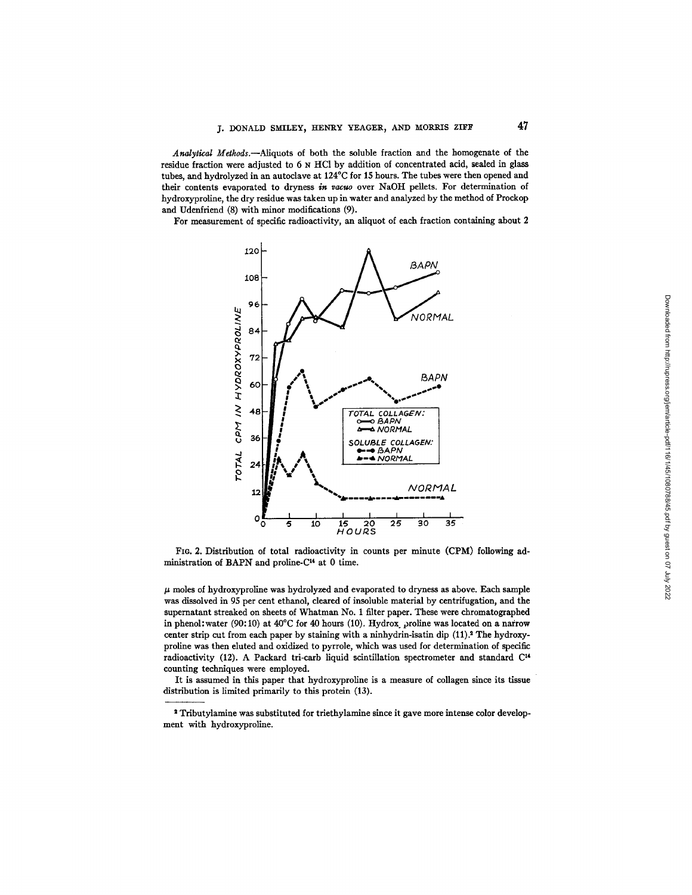*Analytical Methods.*—Aliquots of both the soluble fraction and the homogenate of the residue fraction were adjusted to 6 N HCl by addition of concentrated acid, sealed in glass tubes, and hydrolyzed in an autoclave at 124°C for 15 hours. The tubes were then opened and their contents evaporated to dryness *in vacuo* over NaOH pellets. For determination of hydroxyproline, the dry residue was taken up in water and analyzed by the method of Prockop and Udenfriend (8) with minor modifications (9).

For measurement of specific radioactivity, an aliquot of each fraction containing about 2

FIG. 2. Distribution of total radioactivity in counts per minute (CPM) following administration of BAPN and proline-$C^{14}$ at 0 time.

$\mu$ moles of hydroxyproline was hydrolyzed and evaporated to dryness as above. Each sample was dissolved in 95 per cent ethanol, cleared of insoluble material by centrifugation, and the supernatant streaked on sheets of Whatman No. 1 filter paper. These were chromatographed in phenol:water (90:10) at 40°C for 40 hours (10). Hydroxyproline was located on a narrow center strip cut from each paper by staining with a ninhydrin-isatin dip (11).[2] The hydroxyproline was then eluted and oxidized to pyrrole, which was used for determination of specific radioactivity (12). A Packard tri-carb liquid scintillation spectrometer and standard $C^{14}$ counting techniques were employed.

It is assumed in this paper that hydroxyproline is a measure of collagen since its tissue distribution is limited primarily to this protein (13).

[2] Tributylamine was substituted for triethylamine since it gave more intense color development with hydroxyproline.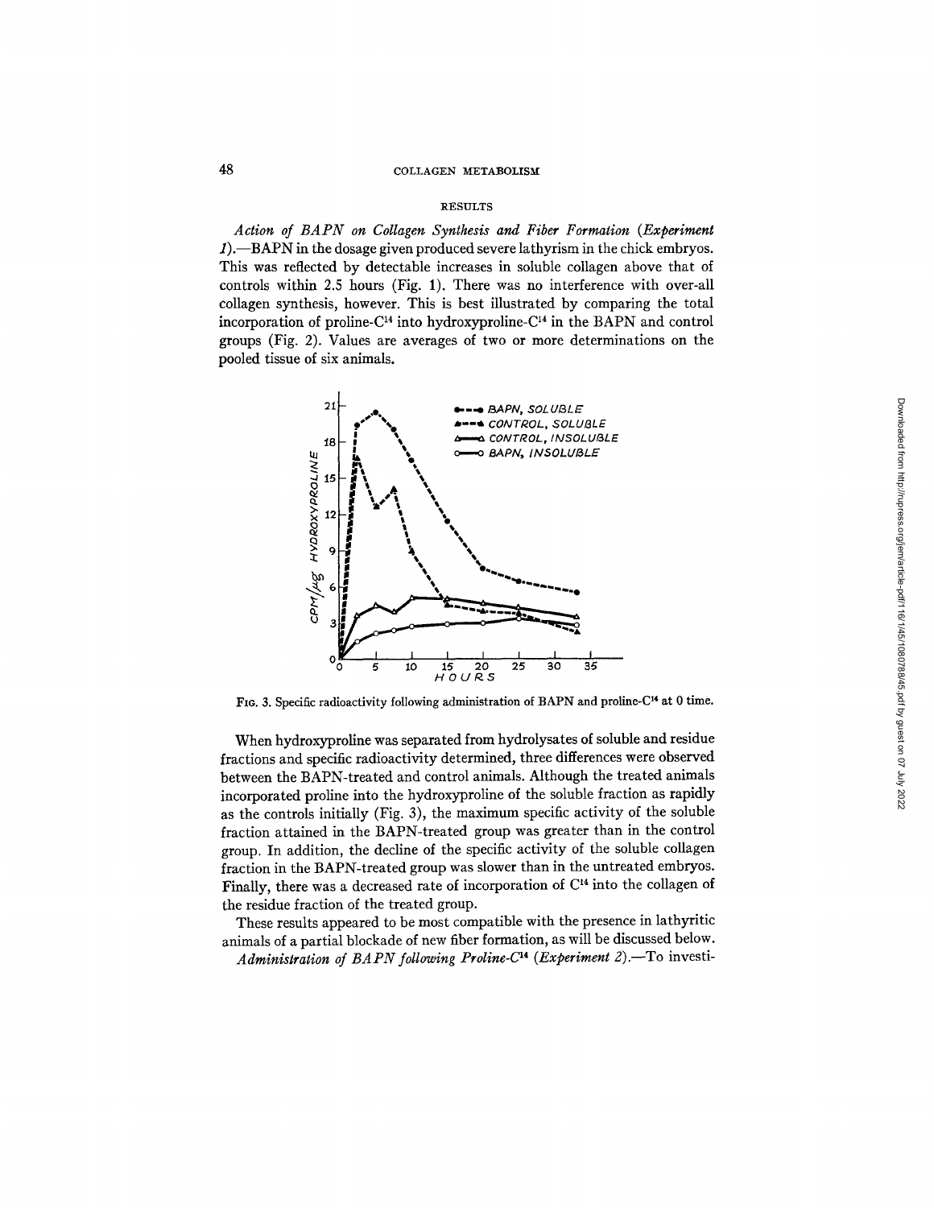## RESULTS

*Action of BAPN on Collagen Synthesis and Fiber Formation (Experiment 1).*—BAPN in the dosage given produced severe lathyrism in the chick embryos. This was reflected by detectable increases in soluble collagen above that of controls within 2.5 hours (Fig. 1). There was no interference with over-all collagen synthesis, however. This is best illustrated by comparing the total incorporation of proline-$C^{14}$ into hydroxyproline-$C^{14}$ in the BAPN and control groups (Fig. 2). Values are averages of two or more determinations on the pooled tissue of six animals.

FIG. 3. Specific radioactivity following administration of BAPN and proline-$C^{14}$ at 0 time.

When hydroxyproline was separated from hydrolysates of soluble and residue fractions and specific radioactivity determined, three differences were observed between the BAPN-treated and control animals. Although the treated animals incorporated proline into the hydroxyproline of the soluble fraction as rapidly as the controls initially (Fig. 3), the maximum specific activity of the soluble fraction attained in the BAPN-treated group was greater than in the control group. In addition, the decline of the specific activity of the soluble collagen fraction in the BAPN-treated group was slower than in the untreated embryos. Finally, there was a decreased rate of incorporation of $C^{14}$ into the collagen of the residue fraction of the treated group.

These results appeared to be most compatible with the presence in lathyritic animals of a partial blockade of new fiber formation, as will be discussed below.

*Administration of BAPN following Proline-$C^{14}$ (Experiment 2).*—To investi-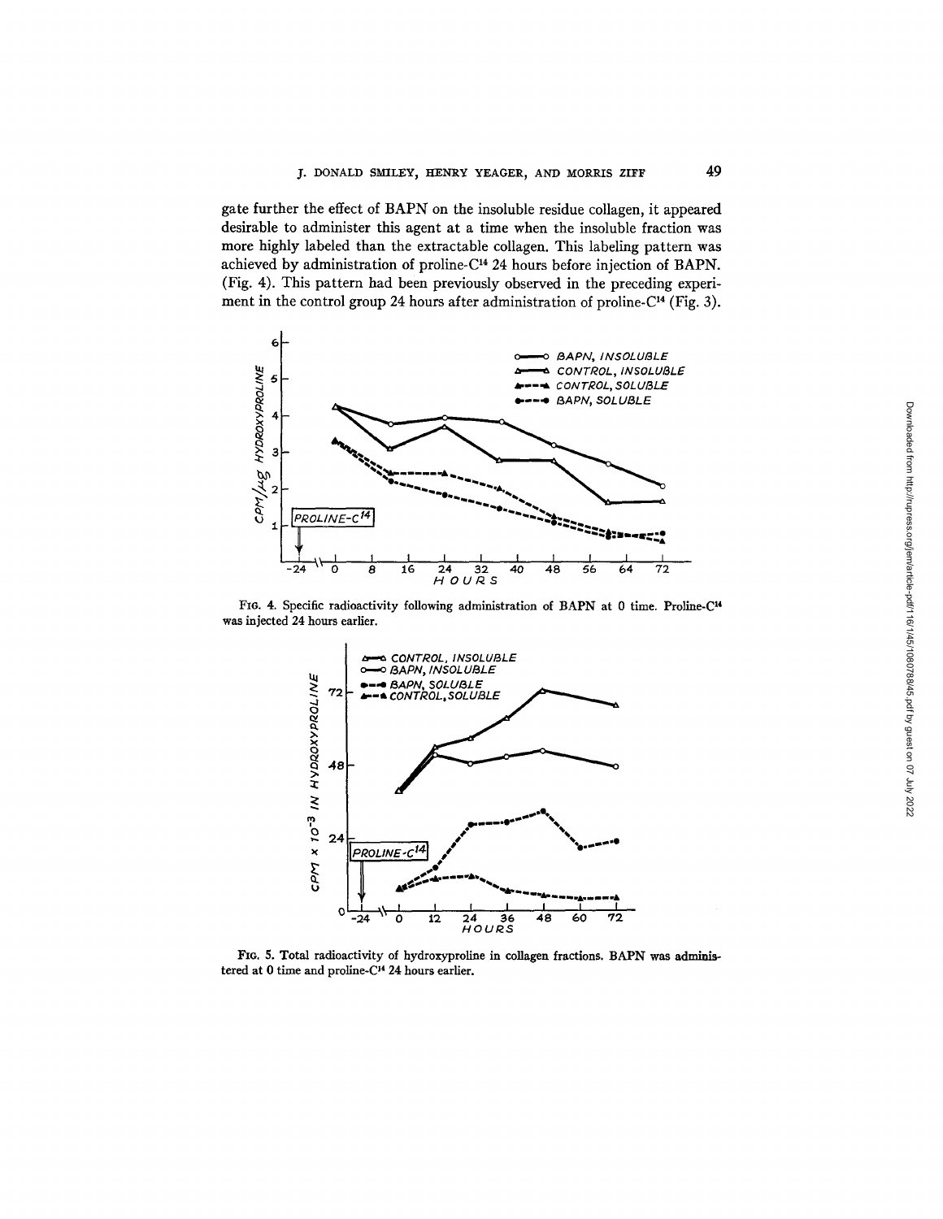gate further the effect of BAPN on the insoluble residue collagen, it appeared desirable to administer this agent at a time when the insoluble fraction was more highly labeled than the extractable collagen. This labeling pattern was achieved by administration of proline-$C^{14}$ 24 hours before injection of BAPN. (Fig. 4). This pattern had been previously observed in the preceding experiment in the control group 24 hours after administration of proline-$C^{14}$ (Fig. 3).

FIG. 4. Specific radioactivity following administration of BAPN at 0 time. Proline-$C^{14}$ was injected 24 hours earlier.

FIG. 5. Total radioactivity of hydroxyproline in collagen fractions. BAPN was administered at 0 time and proline-$C^{14}$ 24 hours earlier.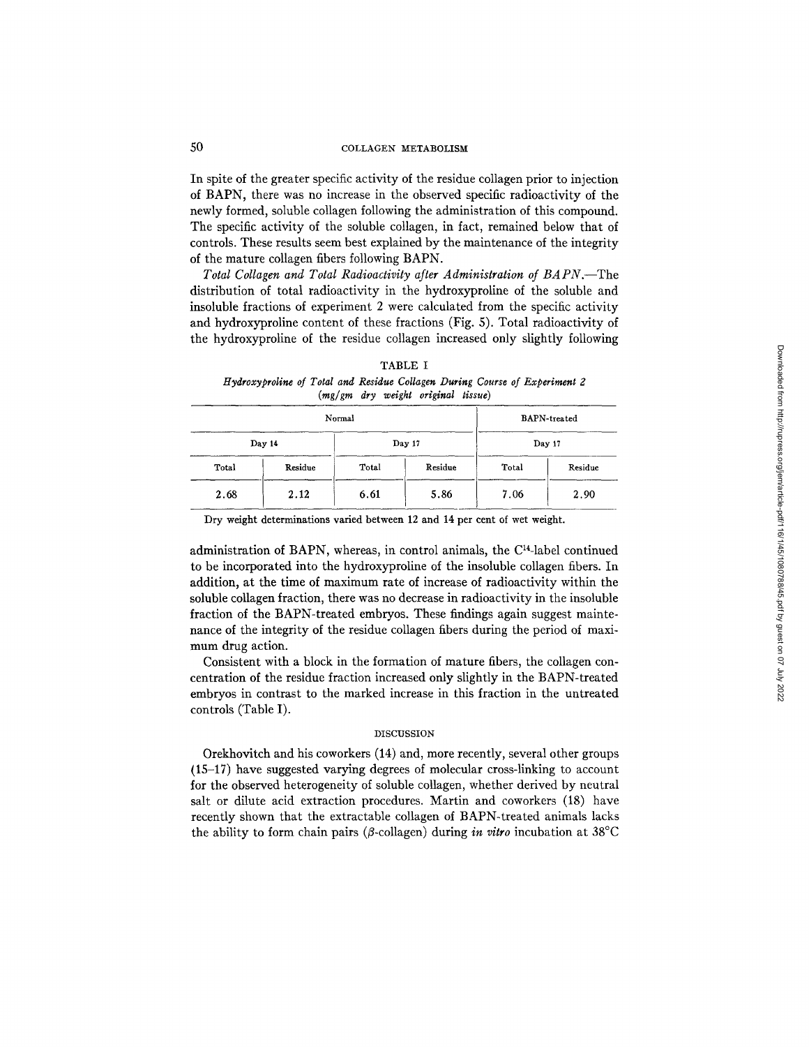In spite of the greater specific activity of the residue collagen prior to injection of BAPN, there was no increase in the observed specific radioactivity of the newly formed, soluble collagen following the administration of this compound. The specific activity of the soluble collagen, in fact, remained below that of controls. These results seem best explained by the maintenance of the integrity of the mature collagen fibers following BAPN.

*Total Collagen and Total Radioactivity after Administration of BAPN.*—The distribution of total radioactivity in the hydroxyproline of the soluble and insoluble fractions of experiment 2 were calculated from the specific activity and hydroxyproline content of these fractions (Fig. 5). Total radioactivity of the hydroxyproline of the residue collagen increased only slightly following administration of BAPN, whereas, in control animals, the $C^{14}$-label continued to be incorporated into the hydroxyproline of the insoluble collagen fibers. In addition, at the time of maximum rate of increase of radioactivity within the soluble collagen fraction, there was no decrease in radioactivity in the insoluble fraction of the BAPN-treated embryos. These findings again suggest maintenance of the integrity of the residue collagen fibers during the period of maximum drug action.

TABLE I

*Hydroxyproline of Total and Residue Collagen During Course of Experiment 2 (mg/gm dry weight original tissue)*

| Normal | | | | BAPN-treated | |
|---|---|---|---|---|---|
| Day 14 | | Day 17 | | Day 17 | |
| Total | Residue | Total | Residue | Total | Residue |
| 2.68 | 2.12 | 6.61 | 5.86 | 7.06 | 2.90 |

Dry weight determinations varied between 12 and 14 per cent of wet weight.

Consistent with a block in the formation of mature fibers, the collagen concentration of the residue fraction increased only slightly in the BAPN-treated embryos in contrast to the marked increase in this fraction in the untreated controls (Table I).

## DISCUSSION

Orekhovitch and his coworkers (14) and, more recently, several other groups (15–17) have suggested varying degrees of molecular cross-linking to account for the observed heterogeneity of soluble collagen, whether derived by neutral salt or dilute acid extraction procedures. Martin and coworkers (18) have recently shown that the extractable collagen of BAPN-treated animals lacks the ability to form chain pairs ($\beta$-collagen) during *in vitro* incubation at 38°C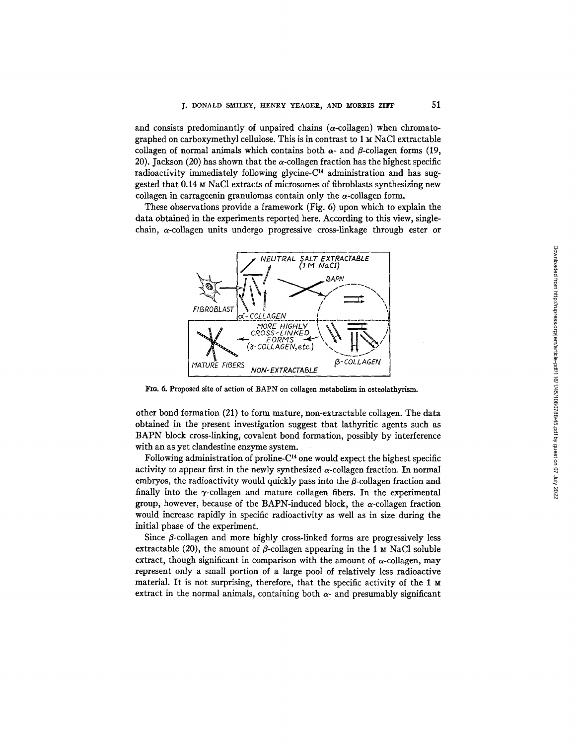and consists predominantly of unpaired chains ($\alpha$-collagen) when chromatographed on carboxymethyl cellulose. This is in contrast to 1 M NaCl extractable collagen of normal animals which contains both $\alpha$- and $\beta$-collagen forms (19, 20). Jackson (20) has shown that the $\alpha$-collagen fraction has the highest specific radioactivity immediately following glycine-$C^{14}$ administration and has suggested that 0.14 M NaCl extracts of microsomes of fibroblasts synthesizing new collagen in carrageenin granulomas contain only the $\alpha$-collagen form.

These observations provide a framework (Fig. 6) upon which to explain the data obtained in the experiments reported here. According to this view, single-chain, $\alpha$-collagen units undergo progressive cross-linkage through ester or

FIG. 6. Proposed site of action of BAPN on collagen metabolism in osteolathyrism.

other bond formation (21) to form mature, non-extractable collagen. The data obtained in the present investigation suggest that lathyritic agents such as BAPN block cross-linking, covalent bond formation, possibly by interference with an as yet clandestine enzyme system.

Following administration of proline-$C^{14}$ one would expect the highest specific activity to appear first in the newly synthesized $\alpha$-collagen fraction. In normal embryos, the radioactivity would quickly pass into the $\beta$-collagen fraction and finally into the $\gamma$-collagen and mature collagen fibers. In the experimental group, however, because of the BAPN-induced block, the $\alpha$-collagen fraction would increase rapidly in specific radioactivity as well as in size during the initial phase of the experiment.

Since $\beta$-collagen and more highly cross-linked forms are progressively less extractable (20), the amount of $\beta$-collagen appearing in the 1 M NaCl soluble extract, though significant in comparison with the amount of $\alpha$-collagen, may represent only a small portion of a large pool of relatively less radioactive material. It is not surprising, therefore, that the specific activity of the 1 M extract in the normal animals, containing both $\alpha$- and presumably significant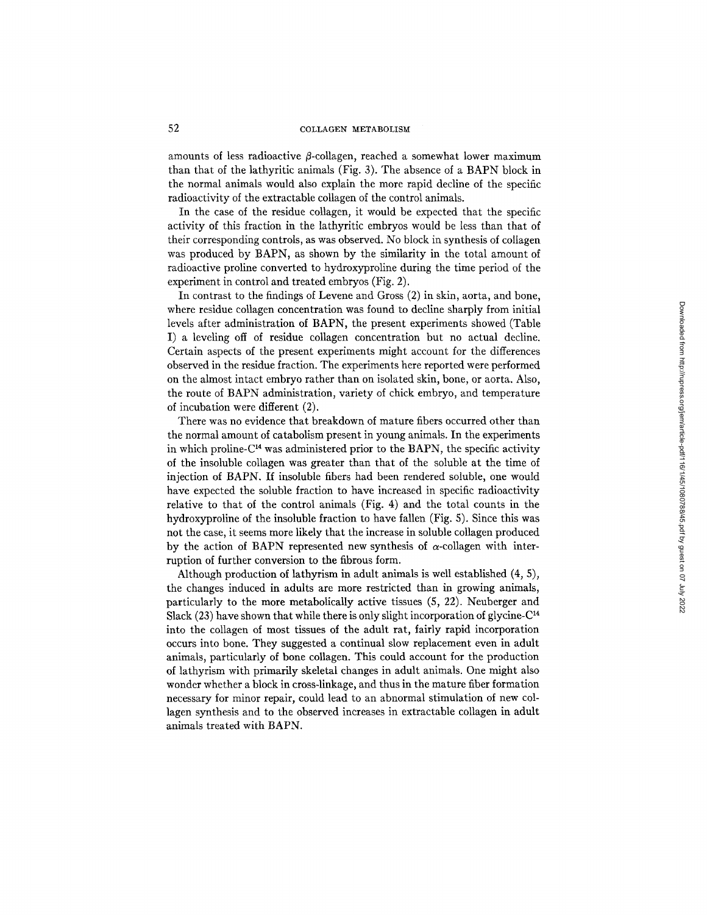amounts of less radioactive β-collagen, reached a somewhat lower maximum than that of the lathyritic animals (Fig. 3). The absence of a BAPN block in the normal animals would also explain the more rapid decline of the specific radioactivity of the extractable collagen of the control animals.

In the case of the residue collagen, it would be expected that the specific activity of this fraction in the lathyritic embryos would be less than that of their corresponding controls, as was observed. No block in synthesis of collagen was produced by BAPN, as shown by the similarity in the total amount of radioactive proline converted to hydroxyproline during the time period of the experiment in control and treated embryos (Fig. 2).

In contrast to the findings of Levene and Gross (2) in skin, aorta, and bone, where residue collagen concentration was found to decline sharply from initial levels after administration of BAPN, the present experiments showed (Table I) a leveling off of residue collagen concentration but no actual decline. Certain aspects of the present experiments might account for the differences observed in the residue fraction. The experiments here reported were performed on the almost intact embryo rather than on isolated skin, bone, or aorta. Also, the route of BAPN administration, variety of chick embryo, and temperature of incubation were different (2).

There was no evidence that breakdown of mature fibers occurred other than the normal amount of catabolism present in young animals. In the experiments in which proline-$C^{14}$ was administered prior to the BAPN, the specific activity of the insoluble collagen was greater than that of the soluble at the time of injection of BAPN. If insoluble fibers had been rendered soluble, one would have expected the soluble fraction to have increased in specific radioactivity relative to that of the control animals (Fig. 4) and the total counts in the hydroxyproline of the insoluble fraction to have fallen (Fig. 5). Since this was not the case, it seems more likely that the increase in soluble collagen produced by the action of BAPN represented new synthesis of α-collagen with interruption of further conversion to the fibrous form.

Although production of lathyrism in adult animals is well established (4, 5), the changes induced in adults are more restricted than in growing animals, particularly to the more metabolically active tissues (5, 22). Neuberger and Slack (23) have shown that while there is only slight incorporation of glycine-$C^{14}$ into the collagen of most tissues of the adult rat, fairly rapid incorporation occurs into bone. They suggested a continual slow replacement even in adult animals, particularly of bone collagen. This could account for the production of lathyrism with primarily skeletal changes in adult animals. One might also wonder whether a block in cross-linkage, and thus in the mature fiber formation necessary for minor repair, could lead to an abnormal stimulation of new collagen synthesis and to the observed increases in extractable collagen in adult animals treated with BAPN.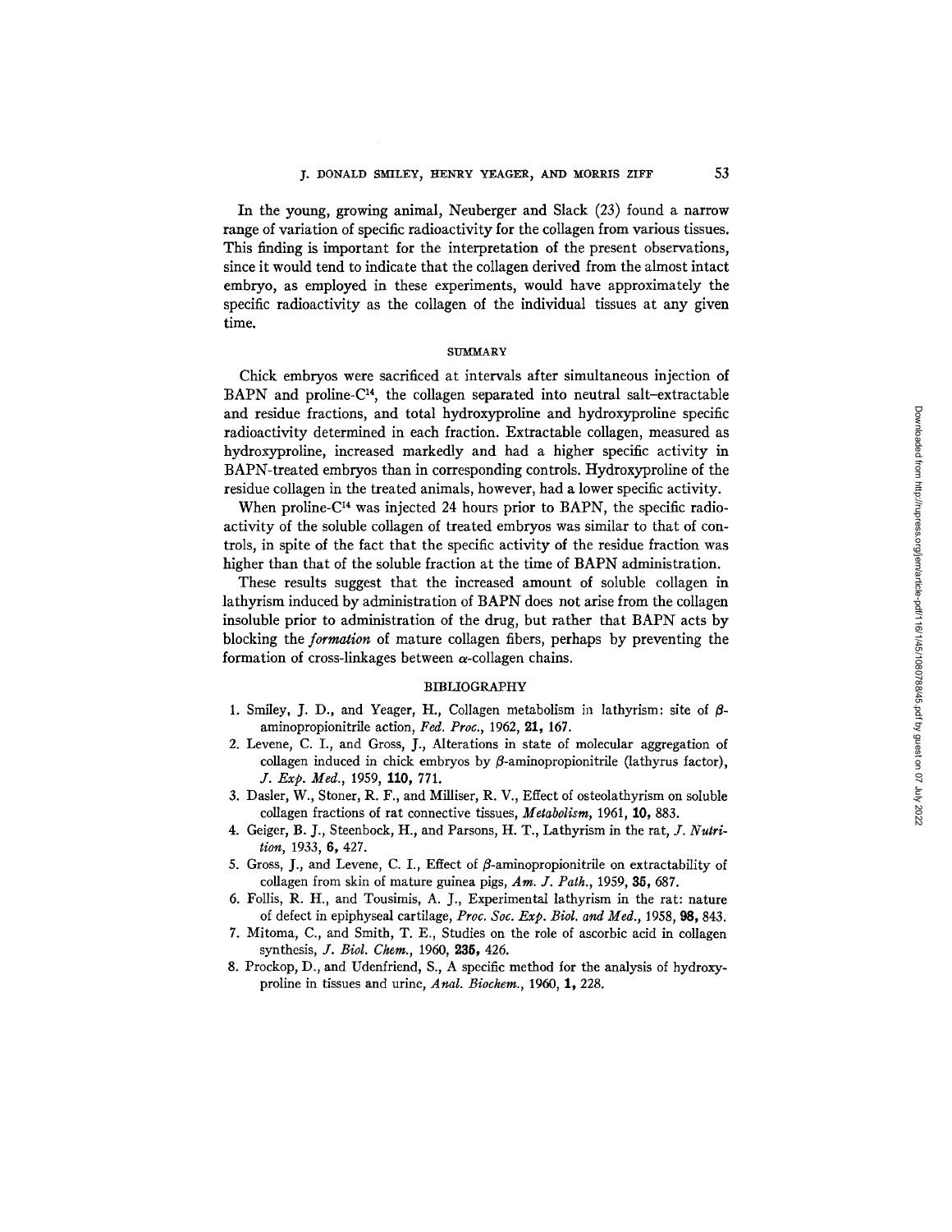In the young, growing animal, Neuberger and Slack (23) found a narrow range of variation of specific radioactivity for the collagen from various tissues. This finding is important for the interpretation of the present observations, since it would tend to indicate that the collagen derived from the almost intact embryo, as employed in these experiments, would have approximately the specific radioactivity as the collagen of the individual tissues at any given time.

## SUMMARY

Chick embryos were sacrificed at intervals after simultaneous injection of BAPN and proline-$C^{14}$, the collagen separated into neutral salt–extractable and residue fractions, and total hydroxyproline and hydroxyproline specific radioactivity determined in each fraction. Extractable collagen, measured as hydroxyproline, increased markedly and had a higher specific activity in BAPN-treated embryos than in corresponding controls. Hydroxyproline of the residue collagen in the treated animals, however, had a lower specific activity.

When proline-$C^{14}$ was injected 24 hours prior to BAPN, the specific radioactivity of the soluble collagen of treated embryos was similar to that of controls, in spite of the fact that the specific activity of the residue fraction was higher than that of the soluble fraction at the time of BAPN administration.

These results suggest that the increased amount of soluble collagen in lathyrism induced by administration of BAPN does not arise from the collagen insoluble prior to administration of the drug, but rather that BAPN acts by blocking the *formation* of mature collagen fibers, perhaps by preventing the formation of cross-linkages between $\alpha$-collagen chains.

## BIBLIOGRAPHY

1. Smiley, J. D., and Yeager, H., Collagen metabolism in lathyrism: site of $\beta$-aminopropionitrile action, *Fed. Proc.*, 1962, **21**, 167.
2. Levene, C. I., and Gross, J., Alterations in state of molecular aggregation of collagen induced in chick embryos by $\beta$-aminopropionitrile (lathyrus factor), *J. Exp. Med.*, 1959, **110**, 771.
3. Dasler, W., Stoner, R. F., and Milliser, R. V., Effect of osteolathyrism on soluble collagen fractions of rat connective tissues, *Metabolism*, 1961, **10**, 883.
4. Geiger, B. J., Steenbock, H., and Parsons, H. T., Lathyrism in the rat, *J. Nutrition*, 1933, **6**, 427.
5. Gross, J., and Levene, C. I., Effect of $\beta$-aminopropionitrile on extractability of collagen from skin of mature guinea pigs, *Am. J. Path.*, 1959, **35**, 687.
6. Follis, R. H., and Tousimis, A. J., Experimental lathyrism in the rat: nature of defect in epiphyseal cartilage, *Proc. Soc. Exp. Biol. and Med.*, 1958, **98**, 843.
7. Mitoma, C., and Smith, T. E., Studies on the role of ascorbic acid in collagen synthesis, *J. Biol. Chem.*, 1960, **235**, 426.
8. Prockop, D., and Udenfriend, S., A specific method for the analysis of hydroxyproline in tissues and urine, *Anal. Biochem.*, 1960, **1**, 228.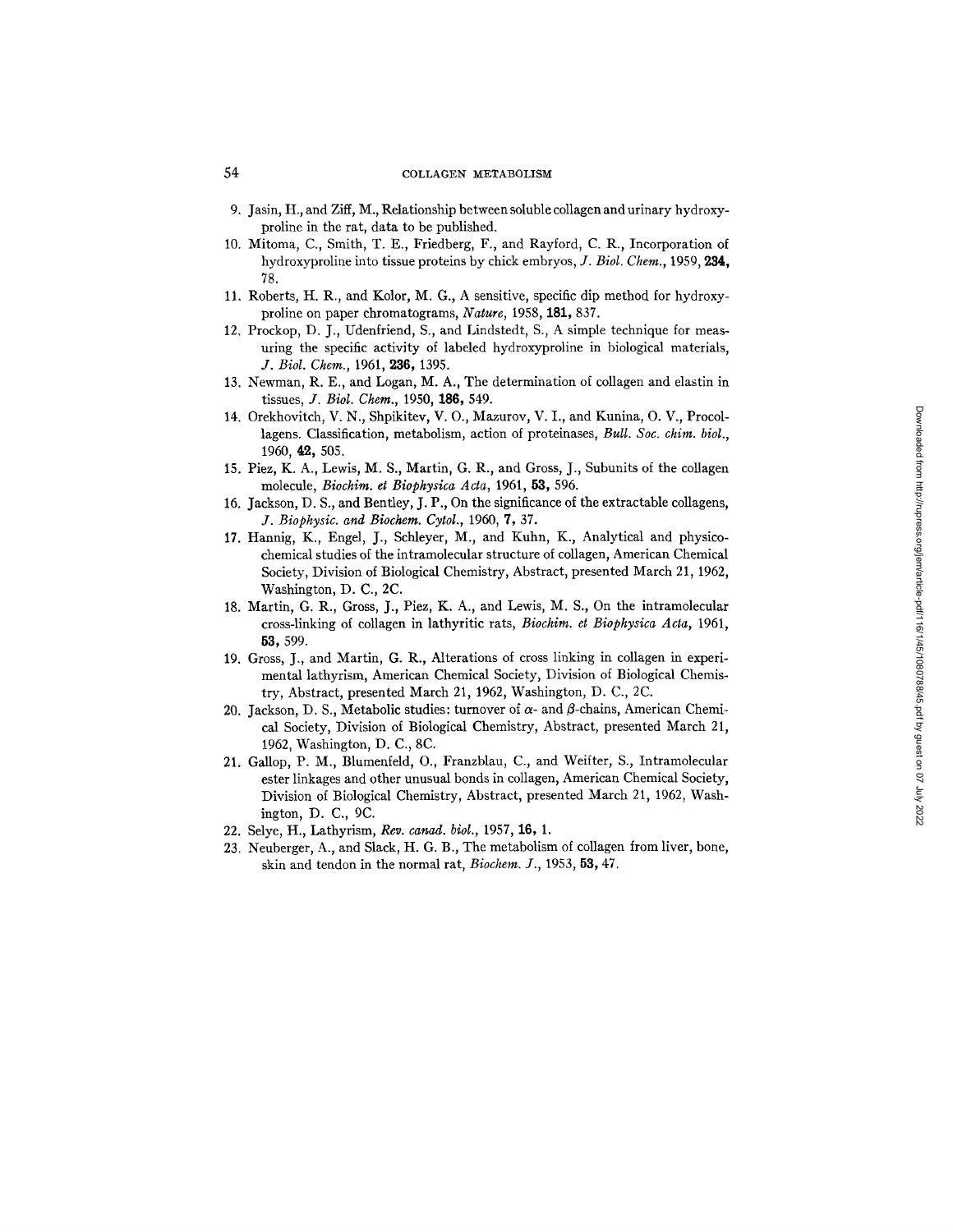9. Jasin, H., and Ziff, M., Relationship between soluble collagen and urinary hydroxyproline in the rat, data to be published.
10. Mitoma, C., Smith, T. E., Friedberg, F., and Rayford, C. R., Incorporation of hydroxyproline into tissue proteins by chick embryos, *J. Biol. Chem.*, 1959, **234,** 78.
11. Roberts, H. R., and Kolor, M. G., A sensitive, specific dip method for hydroxyproline on paper chromatograms, *Nature*, 1958, **181,** 837.
12. Prockop, D. J., Udenfriend, S., and Lindstedt, S., A simple technique for measuring the specific activity of labeled hydroxyproline in biological materials, *J. Biol. Chem.*, 1961, **236,** 1395.
13. Newman, R. E., and Logan, M. A., The determination of collagen and elastin in tissues, *J. Biol. Chem.*, 1950, **186,** 549.
14. Orekhovitch, V. N., Shpikitev, V. O., Mazurov, V. I., and Kunina, O. V., Procollagens. Classification, metabolism, action of proteinases, *Bull. Soc. chim. biol.*, 1960, **42,** 505.
15. Piez, K. A., Lewis, M. S., Martin, G. R., and Gross, J., Subunits of the collagen molecule, *Biochim. et Biophysica Acta*, 1961, **53,** 596.
16. Jackson, D. S., and Bentley, J. P., On the significance of the extractable collagens, *J. Biophysic. and Biochem. Cytol.*, 1960, **7,** 37.
17. Hannig, K., Engel, J., Schleyer, M., and Kuhn, K., Analytical and physicochemical studies of the intramolecular structure of collagen, American Chemical Society, Division of Biological Chemistry, Abstract, presented March 21, 1962, Washington, D. C., 2C.
18. Martin, G. R., Gross, J., Piez, K. A., and Lewis, M. S., On the intramolecular cross-linking of collagen in lathyritic rats, *Biochim. et Biophysica Acta*, 1961, **53,** 599.
19. Gross, J., and Martin, G. R., Alterations of cross linking in collagen in experimental lathyrism, American Chemical Society, Division of Biological Chemistry, Abstract, presented March 21, 1962, Washington, D. C., 2C.
20. Jackson, D. S., Metabolic studies: turnover of $\alpha$- and $\beta$-chains, American Chemical Society, Division of Biological Chemistry, Abstract, presented March 21, 1962, Washington, D. C., 8C.
21. Gallop, P. M., Blumenfeld, O., Franzblau, C., and Weifter, S., Intramolecular ester linkages and other unusual bonds in collagen, American Chemical Society, Division of Biological Chemistry, Abstract, presented March 21, 1962, Washington, D. C., 9C.
22. Selye, H., Lathyrism, *Rev. canad. biol.*, 1957, **16,** 1.
23. Neuberger, A., and Slack, H. G. B., The metabolism of collagen from liver, bone, skin and tendon in the normal rat, *Biochem. J.*, 1953, **53,** 47.